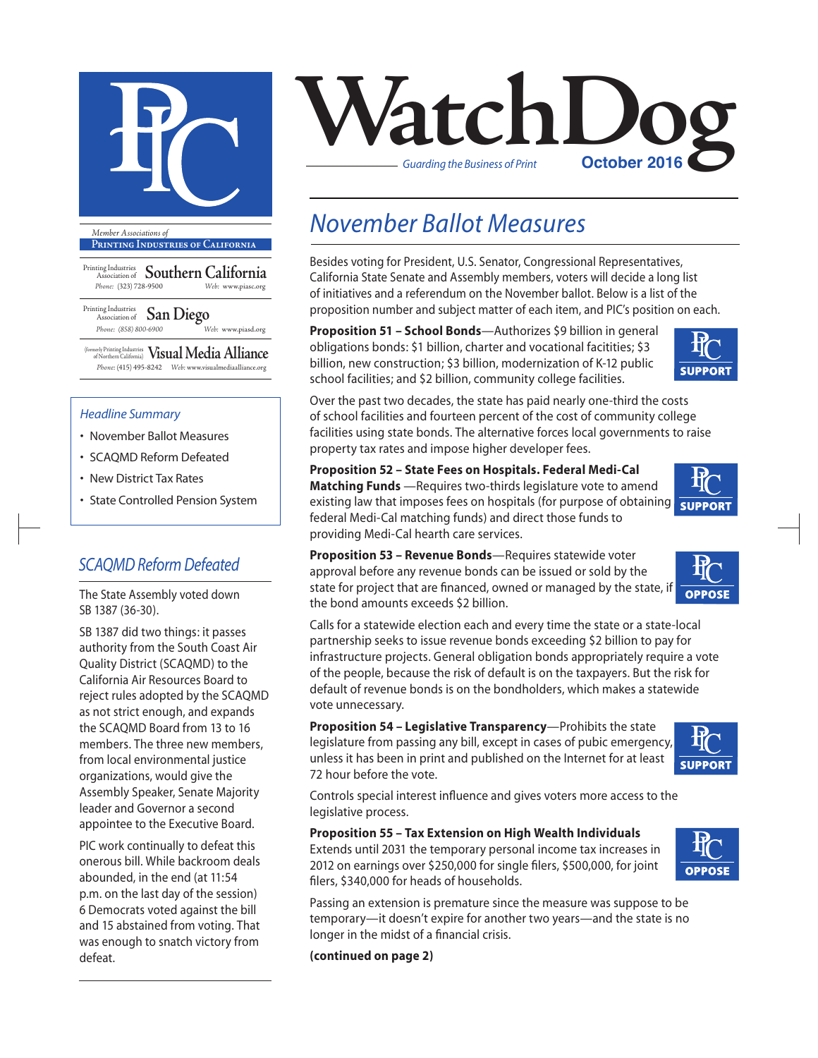# WatchDog

*Guarding the Business of Print*

**October 2016**

*Member Associations of*
**Printing Industries of California**

Printing Industries Association of **Southern California**
Phone: (323) 728-9500 Web: www.piasc.org

Printing Industries Association of **San Diego**
Phone: (858) 800-6900 Web: www.piasd.org

(formerly Printing Industries of Northern California) **Visual Media Alliance**
Phone: (415) 495-8242 Web: www.visualmediaalliance.org

*Headline Summary*

- November Ballot Measures
- SCAQMD Reform Defeated
- New District Tax Rates
- State Controlled Pension System

## *SCAQMD Reform Defeated*

The State Assembly voted down SB 1387 (36-30).

SB 1387 did two things: it passes authority from the South Coast Air Quality District (SCAQMD) to the California Air Resources Board to reject rules adopted by the SCAQMD as not strict enough, and expands the SCAQMD Board from 13 to 16 members. The three new members, from local environmental justice organizations, would give the Assembly Speaker, Senate Majority leader and Governor a second appointee to the Executive Board.

PIC work continually to defeat this onerous bill. While backroom deals abounded, in the end (at 11:54 p.m. on the last day of the session) 6 Democrats voted against the bill and 15 abstained from voting. That was enough to snatch victory from defeat.

## *November Ballot Measures*

Besides voting for President, U.S. Senator, Congressional Representatives, California State Senate and Assembly members, voters will decide a long list of initiatives and a referendum on the November ballot. Below is a list of the proposition number and subject matter of each item, and PIC's position on each.

**Proposition 51 – School Bonds**—Authorizes $9 billion in general obligations bonds: $1 billion, charter and vocational facitities; $3 billion, new construction; $3 billion, modernization of K-12 public school facilities; and $2 billion, community college facilities.

**PIC SUPPORT**

Over the past two decades, the state has paid nearly one-third the costs of school facilities and fourteen percent of the cost of community college facilities using state bonds. The alternative forces local governments to raise property tax rates and impose higher developer fees.

**Proposition 52 – State Fees on Hospitals. Federal Medi-Cal Matching Funds** —Requires two-thirds legislature vote to amend existing law that imposes fees on hospitals (for purpose of obtaining federal Medi-Cal matching funds) and direct those funds to providing Medi-Cal hearth care services.

**PIC SUPPORT**

**Proposition 53 – Revenue Bonds**—Requires statewide voter approval before any revenue bonds can be issued or sold by the state for project that are financed, owned or managed by the state, if the bond amounts exceeds $2 billion.

**PIC OPPOSE**

Calls for a statewide election each and every time the state or a state-local partnership seeks to issue revenue bonds exceeding $2 billion to pay for infrastructure projects. General obligation bonds appropriately require a vote of the people, because the risk of default is on the taxpayers. But the risk for default of revenue bonds is on the bondholders, which makes a statewide vote unnecessary.

**Proposition 54 – Legislative Transparency**—Prohibits the state legislature from passing any bill, except in cases of pubic emergency, unless it has been in print and published on the Internet for at least 72 hour before the vote.

**PIC SUPPORT**

Controls special interest influence and gives voters more access to the legislative process.

**Proposition 55 – Tax Extension on High Wealth Individuals**
Extends until 2031 the temporary personal income tax increases in 2012 on earnings over $250,000 for single filers, $500,000, for joint filers, $340,000 for heads of households.

**PIC OPPOSE**

Passing an extension is premature since the measure was suppose to be temporary—it doesn't expire for another two years—and the state is no longer in the midst of a financial crisis.

**(continued on page 2)**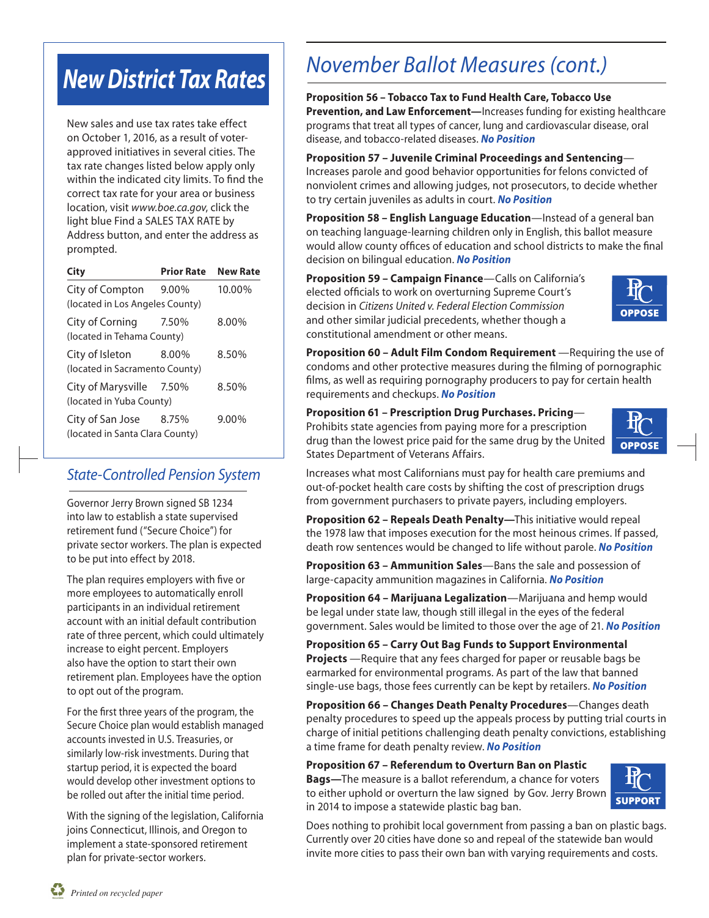# New District Tax Rates

New sales and use tax rates take effect on October 1, 2016, as a result of voter-approved initiatives in several cities. The tax rate changes listed below apply only within the indicated city limits. To find the correct tax rate for your area or business location, visit *www.boe.ca.gov*, click the light blue Find a SALES TAX RATE by Address button, and enter the address as prompted.

| City | Prior Rate | New Rate |
|---|---|---|
| City of Compton (located in Los Angeles County) | 9.00% | 10.00% |
| City of Corning (located in Tehama County) | 7.50% | 8.00% |
| City of Isleton (located in Sacramento County) | 8.00% | 8.50% |
| City of Marysville (located in Yuba County) | 7.50% | 8.50% |
| City of San Jose (located in Santa Clara County) | 8.75% | 9.00% |

## *State-Controlled Pension System*

Governor Jerry Brown signed SB 1234 into law to establish a state supervised retirement fund ("Secure Choice") for private sector workers. The plan is expected to be put into effect by 2018.

The plan requires employers with five or more employees to automatically enroll participants in an individual retirement account with an initial default contribution rate of three percent, which could ultimately increase to eight percent. Employers also have the option to start their own retirement plan. Employees have the option to opt out of the program.

For the first three years of the program, the Secure Choice plan would establish managed accounts invested in U.S. Treasuries, or similarly low-risk investments. During that startup period, it is expected the board would develop other investment options to be rolled out after the initial time period.

With the signing of the legislation, California joins Connecticut, Illinois, and Oregon to implement a state-sponsored retirement plan for private-sector workers.

# *November Ballot Measures (cont.)*

**Proposition 56 – Tobacco Tax to Fund Health Care, Tobacco Use Prevention, and Law Enforcement—**Increases funding for existing healthcare programs that treat all types of cancer, lung and cardiovascular disease, oral disease, and tobacco-related diseases. ***No Position***

**Proposition 57 – Juvenile Criminal Proceedings and Sentencing**—Increases parole and good behavior opportunities for felons convicted of nonviolent crimes and allowing judges, not prosecutors, to decide whether to try certain juveniles as adults in court. ***No Position***

**Proposition 58 – English Language Education**—Instead of a general ban on teaching language-learning children only in English, this ballot measure would allow county offices of education and school districts to make the final decision on bilingual education. ***No Position***

**Proposition 59 – Campaign Finance**—Calls on California's elected officials to work on overturning Supreme Court's decision in *Citizens United v. Federal Election Commission* and other similar judicial precedents, whether though a constitutional amendment or other means.

**OPPOSE**

**Proposition 60 – Adult Film Condom Requirement** —Requiring the use of condoms and other protective measures during the filming of pornographic films, as well as requiring pornography producers to pay for certain health requirements and checkups. ***No Position***

**Proposition 61 – Prescription Drug Purchases. Pricing**—Prohibits state agencies from paying more for a prescription drug than the lowest price paid for the same drug by the United States Department of Veterans Affairs.

**OPPOSE**

Increases what most Californians must pay for health care premiums and out-of-pocket health care costs by shifting the cost of prescription drugs from government purchasers to private payers, including employers.

**Proposition 62 – Repeals Death Penalty—**This initiative would repeal the 1978 law that imposes execution for the most heinous crimes. If passed, death row sentences would be changed to life without parole. ***No Position***

**Proposition 63 – Ammunition Sales**—Bans the sale and possession of large-capacity ammunition magazines in California. ***No Position***

**Proposition 64 – Marijuana Legalization**—Marijuana and hemp would be legal under state law, though still illegal in the eyes of the federal government. Sales would be limited to those over the age of 21. ***No Position***

**Proposition 65 – Carry Out Bag Funds to Support Environmental Projects** —Require that any fees charged for paper or reusable bags be earmarked for environmental programs. As part of the law that banned single-use bags, those fees currently can be kept by retailers. ***No Position***

**Proposition 66 – Changes Death Penalty Procedures**—Changes death penalty procedures to speed up the appeals process by putting trial courts in charge of initial petitions challenging death penalty convictions, establishing a time frame for death penalty review. ***No Position***

**Proposition 67 – Referendum to Overturn Ban on Plastic Bags—**The measure is a ballot referendum, a chance for voters to either uphold or overturn the law signed by Gov. Jerry Brown in 2014 to impose a statewide plastic bag ban.

**SUPPORT**

Does nothing to prohibit local government from passing a ban on plastic bags. Currently over 20 cities have done so and repeal of the statewide ban would invite more cities to pass their own ban with varying requirements and costs.

*Printed on recycled paper*